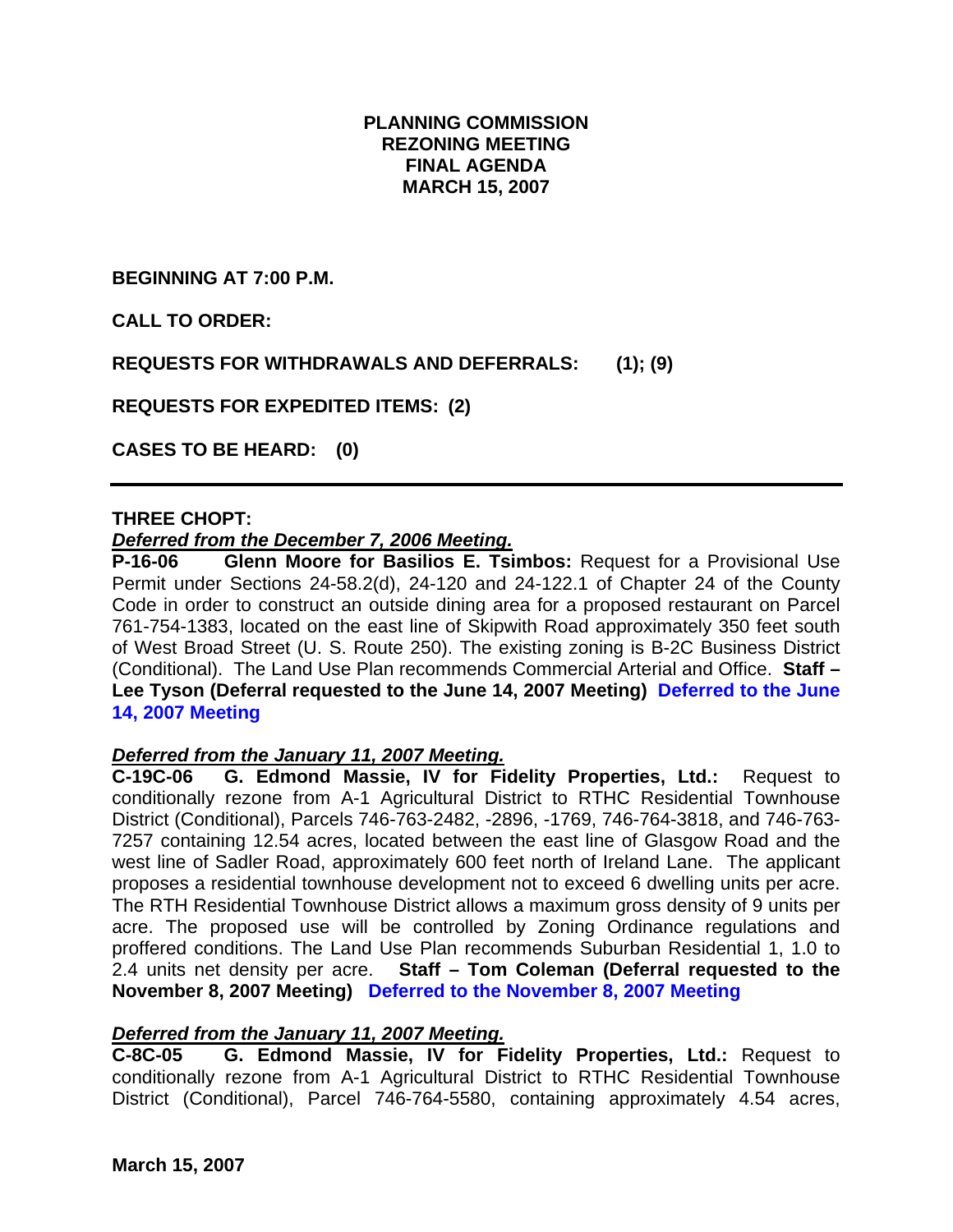# PLANNING COMMISSION
# REZONING MEETING
# FINAL AGENDA
# MARCH 15, 2007

**BEGINNING AT 7:00 P.M.**

**CALL TO ORDER:**

**REQUESTS FOR WITHDRAWALS AND DEFERRALS: (1); (9)**

**REQUESTS FOR EXPEDITED ITEMS: (2)**

**CASES TO BE HEARD: (0)**

---

**THREE CHOPT:**

***Deferred from the December 7, 2006 Meeting.***

**P-16-06 Glenn Moore for Basilios E. Tsimbos:** Request for a Provisional Use Permit under Sections 24-58.2(d), 24-120 and 24-122.1 of Chapter 24 of the County Code in order to construct an outside dining area for a proposed restaurant on Parcel 761-754-1383, located on the east line of Skipwith Road approximately 350 feet south of West Broad Street (U. S. Route 250). The existing zoning is B-2C Business District (Conditional). The Land Use Plan recommends Commercial Arterial and Office. **Staff – Lee Tyson (Deferral requested to the June 14, 2007 Meeting) Deferred to the June 14, 2007 Meeting**

***Deferred from the January 11, 2007 Meeting.***

**C-19C-06 G. Edmond Massie, IV for Fidelity Properties, Ltd.:** Request to conditionally rezone from A-1 Agricultural District to RTHC Residential Townhouse District (Conditional), Parcels 746-763-2482, -2896, -1769, 746-764-3818, and 746-763-7257 containing 12.54 acres, located between the east line of Glasgow Road and the west line of Sadler Road, approximately 600 feet north of Ireland Lane. The applicant proposes a residential townhouse development not to exceed 6 dwelling units per acre. The RTH Residential Townhouse District allows a maximum gross density of 9 units per acre. The proposed use will be controlled by Zoning Ordinance regulations and proffered conditions. The Land Use Plan recommends Suburban Residential 1, 1.0 to 2.4 units net density per acre. **Staff – Tom Coleman (Deferral requested to the November 8, 2007 Meeting) Deferred to the November 8, 2007 Meeting**

***Deferred from the January 11, 2007 Meeting.***

**C-8C-05 G. Edmond Massie, IV for Fidelity Properties, Ltd.:** Request to conditionally rezone from A-1 Agricultural District to RTHC Residential Townhouse District (Conditional), Parcel 746-764-5580, containing approximately 4.54 acres,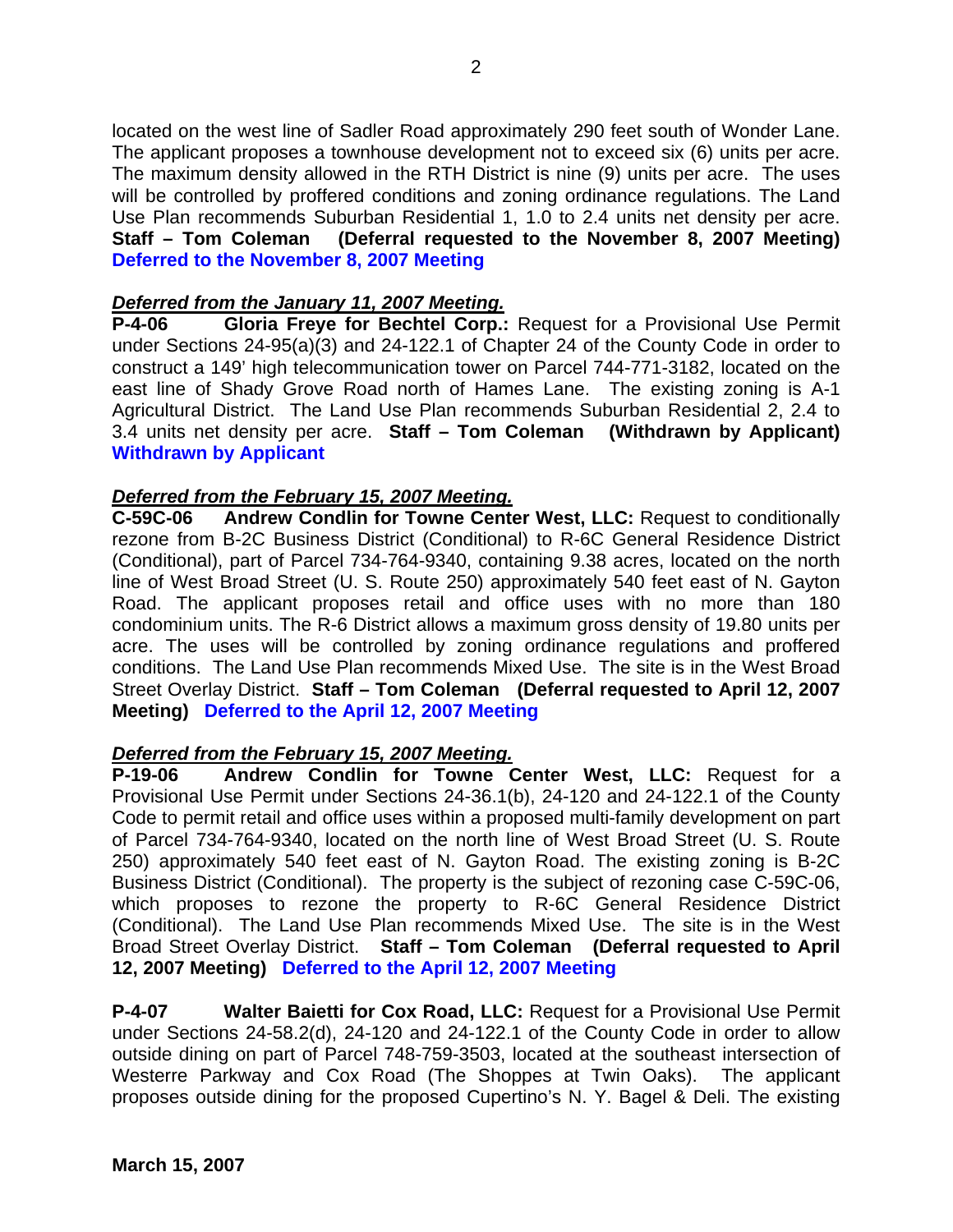located on the west line of Sadler Road approximately 290 feet south of Wonder Lane. The applicant proposes a townhouse development not to exceed six (6) units per acre. The maximum density allowed in the RTH District is nine (9) units per acre. The uses will be controlled by proffered conditions and zoning ordinance regulations. The Land Use Plan recommends Suburban Residential 1, 1.0 to 2.4 units net density per acre. **Staff – Tom Coleman (Deferral requested to the November 8, 2007 Meeting)** **Deferred to the November 8, 2007 Meeting**

***Deferred from the January 11, 2007 Meeting.***

**P-4-06 Gloria Freye for Bechtel Corp.:** Request for a Provisional Use Permit under Sections 24-95(a)(3) and 24-122.1 of Chapter 24 of the County Code in order to construct a 149' high telecommunication tower on Parcel 744-771-3182, located on the east line of Shady Grove Road north of Hames Lane. The existing zoning is A-1 Agricultural District. The Land Use Plan recommends Suburban Residential 2, 2.4 to 3.4 units net density per acre. **Staff – Tom Coleman (Withdrawn by Applicant)** **Withdrawn by Applicant**

***Deferred from the February 15, 2007 Meeting.***

**C-59C-06 Andrew Condlin for Towne Center West, LLC:** Request to conditionally rezone from B-2C Business District (Conditional) to R-6C General Residence District (Conditional), part of Parcel 734-764-9340, containing 9.38 acres, located on the north line of West Broad Street (U. S. Route 250) approximately 540 feet east of N. Gayton Road. The applicant proposes retail and office uses with no more than 180 condominium units. The R-6 District allows a maximum gross density of 19.80 units per acre. The uses will be controlled by zoning ordinance regulations and proffered conditions. The Land Use Plan recommends Mixed Use. The site is in the West Broad Street Overlay District. **Staff – Tom Coleman (Deferral requested to April 12, 2007 Meeting)** **Deferred to the April 12, 2007 Meeting**

***Deferred from the February 15, 2007 Meeting.***

**P-19-06 Andrew Condlin for Towne Center West, LLC:** Request for a Provisional Use Permit under Sections 24-36.1(b), 24-120 and 24-122.1 of the County Code to permit retail and office uses within a proposed multi-family development on part of Parcel 734-764-9340, located on the north line of West Broad Street (U. S. Route 250) approximately 540 feet east of N. Gayton Road. The existing zoning is B-2C Business District (Conditional). The property is the subject of rezoning case C-59C-06, which proposes to rezone the property to R-6C General Residence District (Conditional). The Land Use Plan recommends Mixed Use. The site is in the West Broad Street Overlay District. **Staff – Tom Coleman (Deferral requested to April 12, 2007 Meeting)** **Deferred to the April 12, 2007 Meeting**

**P-4-07 Walter Baietti for Cox Road, LLC:** Request for a Provisional Use Permit under Sections 24-58.2(d), 24-120 and 24-122.1 of the County Code in order to allow outside dining on part of Parcel 748-759-3503, located at the southeast intersection of Westerre Parkway and Cox Road (The Shoppes at Twin Oaks). The applicant proposes outside dining for the proposed Cupertino's N. Y. Bagel & Deli. The existing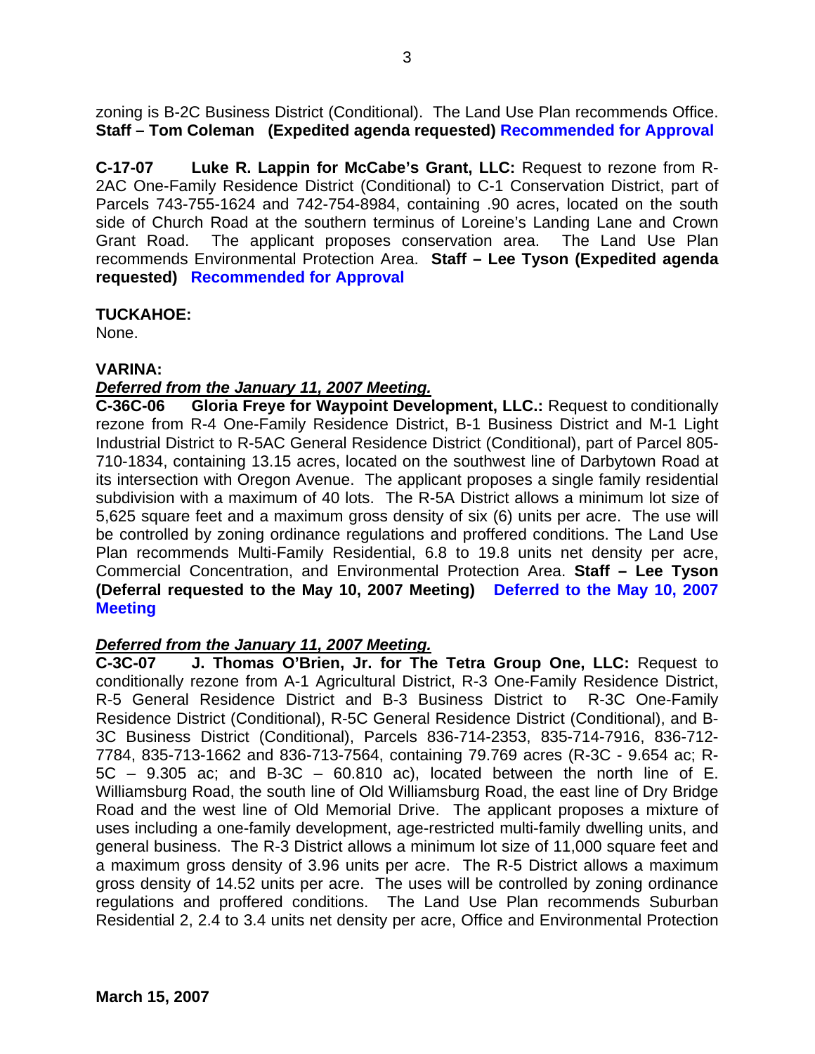zoning is B-2C Business District (Conditional). The Land Use Plan recommends Office. **Staff – Tom Coleman (Expedited agenda requested) Recommended for Approval**

**C-17-07 Luke R. Lappin for McCabe's Grant, LLC:** Request to rezone from R-2AC One-Family Residence District (Conditional) to C-1 Conservation District, part of Parcels 743-755-1624 and 742-754-8984, containing .90 acres, located on the south side of Church Road at the southern terminus of Loreine's Landing Lane and Crown Grant Road. The applicant proposes conservation area. The Land Use Plan recommends Environmental Protection Area. **Staff – Lee Tyson (Expedited agenda requested) Recommended for Approval**

**TUCKAHOE:**
None.

**VARINA:**

***Deferred from the January 11, 2007 Meeting.***

**C-36C-06 Gloria Freye for Waypoint Development, LLC.:** Request to conditionally rezone from R-4 One-Family Residence District, B-1 Business District and M-1 Light Industrial District to R-5AC General Residence District (Conditional), part of Parcel 805-710-1834, containing 13.15 acres, located on the southwest line of Darbytown Road at its intersection with Oregon Avenue. The applicant proposes a single family residential subdivision with a maximum of 40 lots. The R-5A District allows a minimum lot size of 5,625 square feet and a maximum gross density of six (6) units per acre. The use will be controlled by zoning ordinance regulations and proffered conditions. The Land Use Plan recommends Multi-Family Residential, 6.8 to 19.8 units net density per acre, Commercial Concentration, and Environmental Protection Area. **Staff – Lee Tyson (Deferral requested to the May 10, 2007 Meeting) Deferred to the May 10, 2007 Meeting**

***Deferred from the January 11, 2007 Meeting.***

**C-3C-07 J. Thomas O'Brien, Jr. for The Tetra Group One, LLC:** Request to conditionally rezone from A-1 Agricultural District, R-3 One-Family Residence District, R-5 General Residence District and B-3 Business District to R-3C One-Family Residence District (Conditional), R-5C General Residence District (Conditional), and B-3C Business District (Conditional), Parcels 836-714-2353, 835-714-7916, 836-712-7784, 835-713-1662 and 836-713-7564, containing 79.769 acres (R-3C - 9.654 ac; R-5C – 9.305 ac; and B-3C – 60.810 ac), located between the north line of E. Williamsburg Road, the south line of Old Williamsburg Road, the east line of Dry Bridge Road and the west line of Old Memorial Drive. The applicant proposes a mixture of uses including a one-family development, age-restricted multi-family dwelling units, and general business. The R-3 District allows a minimum lot size of 11,000 square feet and a maximum gross density of 3.96 units per acre. The R-5 District allows a maximum gross density of 14.52 units per acre. The uses will be controlled by zoning ordinance regulations and proffered conditions. The Land Use Plan recommends Suburban Residential 2, 2.4 to 3.4 units net density per acre, Office and Environmental Protection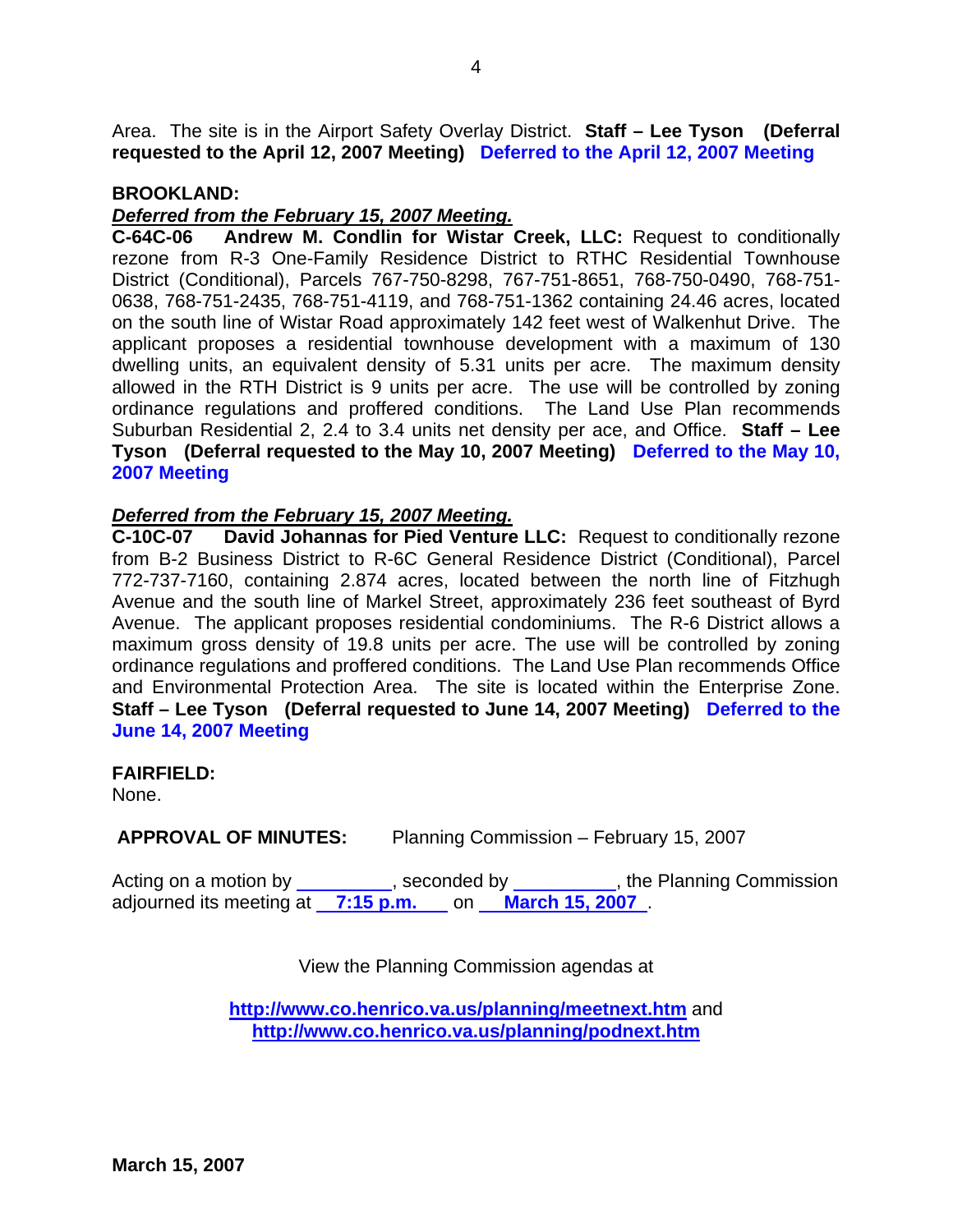Area. The site is in the Airport Safety Overlay District. **Staff – Lee Tyson (Deferral requested to the April 12, 2007 Meeting)** **Deferred to the April 12, 2007 Meeting**

**BROOKLAND:**

***Deferred from the February 15, 2007 Meeting.***

**C-64C-06 Andrew M. Condlin for Wistar Creek, LLC:** Request to conditionally rezone from R-3 One-Family Residence District to RTHC Residential Townhouse District (Conditional), Parcels 767-750-8298, 767-751-8651, 768-750-0490, 768-751-0638, 768-751-2435, 768-751-4119, and 768-751-1362 containing 24.46 acres, located on the south line of Wistar Road approximately 142 feet west of Walkenhut Drive. The applicant proposes a residential townhouse development with a maximum of 130 dwelling units, an equivalent density of 5.31 units per acre. The maximum density allowed in the RTH District is 9 units per acre. The use will be controlled by zoning ordinance regulations and proffered conditions. The Land Use Plan recommends Suburban Residential 2, 2.4 to 3.4 units net density per ace, and Office. **Staff – Lee Tyson (Deferral requested to the May 10, 2007 Meeting)** **Deferred to the May 10, 2007 Meeting**

***Deferred from the February 15, 2007 Meeting.***

**C-10C-07 David Johannas for Pied Venture LLC:** Request to conditionally rezone from B-2 Business District to R-6C General Residence District (Conditional), Parcel 772-737-7160, containing 2.874 acres, located between the north line of Fitzhugh Avenue and the south line of Markel Street, approximately 236 feet southeast of Byrd Avenue. The applicant proposes residential condominiums. The R-6 District allows a maximum gross density of 19.8 units per acre. The use will be controlled by zoning ordinance regulations and proffered conditions. The Land Use Plan recommends Office and Environmental Protection Area. The site is located within the Enterprise Zone. **Staff – Lee Tyson (Deferral requested to June 14, 2007 Meeting)** **Deferred to the June 14, 2007 Meeting**

**FAIRFIELD:**

None.

**APPROVAL OF MINUTES:** Planning Commission – February 15, 2007

Acting on a motion by __________, seconded by __________, the Planning Commission adjourned its meeting at **7:15 p.m.** on **March 15, 2007**.

View the Planning Commission agendas at

**http://www.co.henrico.va.us/planning/meetnext.htm** and **http://www.co.henrico.va.us/planning/podnext.htm**